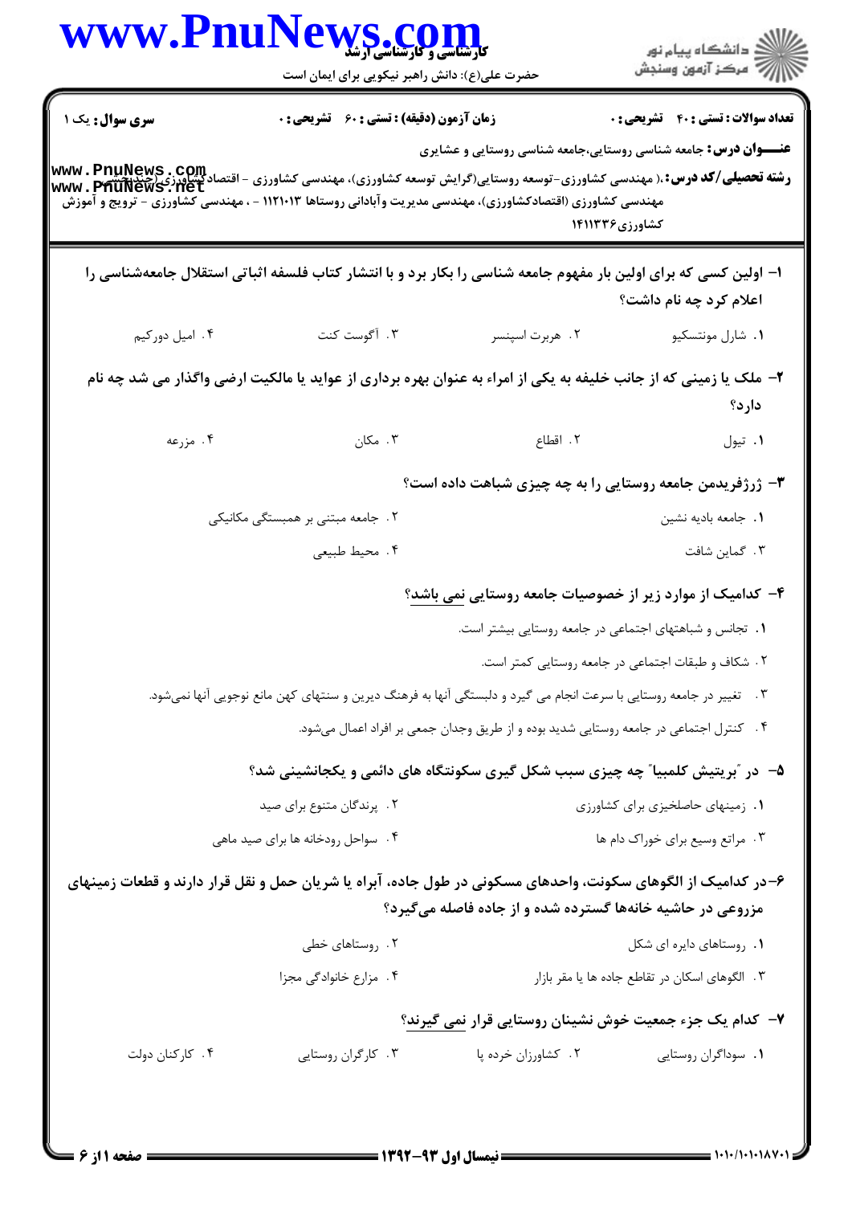**سری سوال:** یک ۱ | **زمان آزمون (دقیقه) : تستی : ۶۰ تشریحی : ۰** | **تعداد سوالات : تستی : ۴۰ تشریحی : ۰**

**عنـــوان درس:** جامعه شناسی روستایی،جامعه شناسی روستایی و عشایری

**رشته تحصیلی/کد درس:** ،( مهندسی کشاورزی-توسعه روستایی(گرایش توسعه کشاورزی)، مهندسی کشاورزی - اقتصادکشاورزی(چندبخشی)، مهندسی کشاورزی (اقتصادکشاورزی)، مهندسی مدیریت وآبادانی روستاها ۱۱۲۱۰۱۳ - ، مهندسی کشاورزی - ترویج و آموزش کشاورزی۱۴۱۱۳۳۶

۱- اولین کسی که برای اولین بار مفهوم جامعه شناسی را بکار برد و با انتشار کتاب فلسفه اثباتی استقلال جامعه‌شناسی را اعلام کرد چه نام داشت؟

۱. شارل مونتسکیو
۲. هربرت اسپنسر
۳. آگوست کنت
۴. امیل دورکیم

۲- ملک یا زمینی که از جانب خلیفه به یکی از امراء به عنوان بهره برداری از عواید یا مالکیت ارضی واگذار می شد چه نام دارد؟

۱. تیول
۲. اقطاع
۳. مکان
۴. مزرعه

۳- ژرژفریدمن جامعه روستایی را به چه چیزی شباهت داده است؟

۱. جامعه بادیه نشین
۲. جامعه مبتنی بر همبستگی مکانیکی
۳. گماین شافت
۴. محیط طبیعی

۴- کدامیک از موارد زیر از خصوصیات جامعه روستایی نمی باشد؟

۱. تجانس و شباهتهای اجتماعی در جامعه روستایی بیشتر است.
۲. شکاف و طبقات اجتماعی در جامعه روستایی کمتر است.
۳. تغییر در جامعه روستایی با سرعت انجام می گیرد و دلبستگی آنها به فرهنگ دیرین و سنتهای کهن مانع نوجویی آنها نمی‌شود.
۴. کنترل اجتماعی در جامعه روستایی شدید بوده و از طریق وجدان جمعی بر افراد اعمال می‌شود.

۵- در "بریتیش کلمبیا" چه چیزی سبب شکل گیری سکونتگاه های دائمی و یکجانشینی شد؟

۱. زمینهای حاصلخیزی برای کشاورزی
۲. پرندگان متنوع برای صید
۳. مراتع وسیع برای خوراک دام ها
۴. سواحل رودخانه ها برای صید ماهی

۶-در کدامیک از الگوهای سکونت، واحدهای مسکونی در طول جاده، آبراه یا شریان حمل و نقل قرار دارند و قطعات زمینهای مزروعی در حاشیه خانه‌ها گسترده شده و از جاده فاصله می‌گیرد؟

۱. روستاهای دایره ای شکل
۲. روستاهای خطی
۳. الگوهای اسکان در تقاطع جاده ها یا مقر بازار
۴. مزارع خانوادگی مجزا

۷- کدام یک جزء جمعیت خوش نشینان روستایی قرار نمی گیرند؟

۱. سوداگران روستایی
۲. کشاورزان خرده پا
۳. کارگران روستایی
۴. کارکنان دولت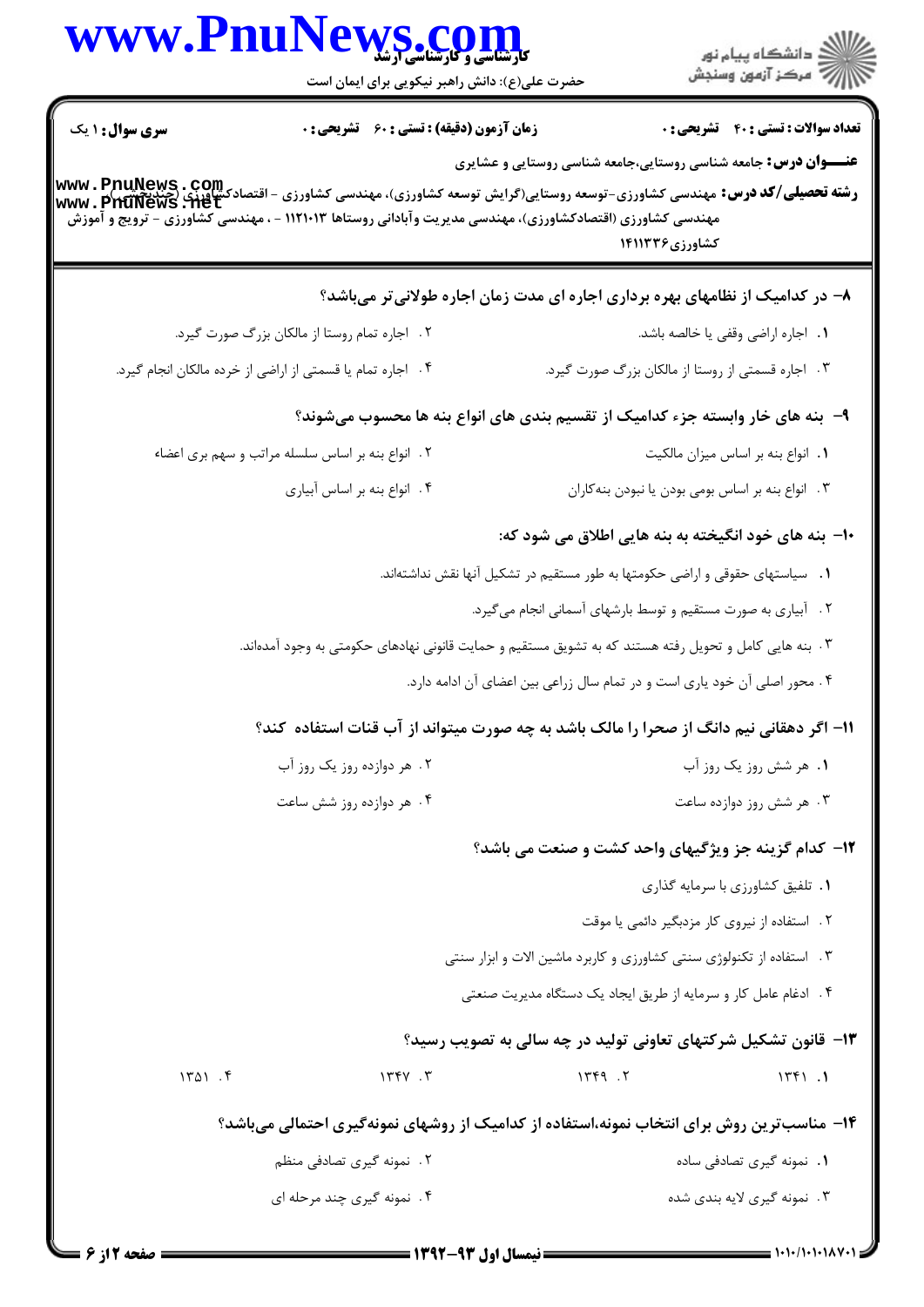**سری سوال:** ۱ یک | **زمان آزمون (دقیقه) : تستی :** ۶۰ **تشریحی :** ۰ | **تعداد سوالات : تستی :** ۴۰ **تشریحی :** ۰

**عنـــوان درس:** جامعه شناسی روستایی،جامعه شناسی روستایی و عشایری

**رشته تحصیلی/کد درس:** مهندسی کشاورزی-توسعه روستایی(گرایش توسعه کشاورزی)، مهندسی کشاورزی - اقتصادکشاورزی (چندبخشی)، مهندسی کشاورزی (اقتصادکشاورزی)، مهندسی مدیریت وآبادانی روستاها ۱۱۲۱۰۱۳ - ، مهندسی کشاورزی - ترویج و آموزش کشاورزی۱۴۱۱۳۳۶

**۸- در کدامیک از نظامهای بهره برداری اجاره ای مدت زمان اجاره طولانی‌تر می‌باشد؟**

۱. اجاره اراضی وقفی یا خالصه باشد.

۲. اجاره تمام روستا از مالکان بزرگ صورت گیرد.

۳. اجاره قسمتی از روستا از مالکان بزرگ صورت گیرد.

۴. اجاره تمام یا قسمتی از اراضی از خرده مالکان انجام گیرد.

**۹- بنه های خار وابسته جزء کدامیک از تقسیم بندی های انواع بنه ها محسوب می‌شوند؟**

۱. انواع بنه بر اساس میزان مالکیت

۲. انواع بنه بر اساس سلسله مراتب و سهم بری اعضاء

۳. انواع بنه بر اساس بومی بودن یا نبودن بنه‌کاران

۴. انواع بنه بر اساس آبیاری

**۱۰- بنه های خود انگیخته به بنه هایی اطلاق می شود که:**

۱. سیاستهای حقوقی و اراضی حکومتها به طور مستقیم در تشکیل آنها نقش نداشته‌اند.

۲. آبیاری به صورت مستقیم و توسط بارشهای آسمانی انجام می‌گیرد.

۳. بنه هایی کامل و تحویل رفته هستند که به تشویق مستقیم و حمایت قانونی نهادهای حکومتی به وجود آمده‌اند.

۴. محور اصلی آن خود یاری است و در تمام سال زراعی بین اعضای آن ادامه دارد.

**۱۱- اگر دهقانی نیم دانگ از صحرا را مالک باشد به چه صورت میتواند از آب قنات استفاده کند؟**

۱. هر شش روز یک روز آب

۲. هر دوازده روز یک روز آب

۳. هر شش روز دوازده ساعت

۴. هر دوازده روز شش ساعت

**۱۲- کدام گزینه جز ویژگیهای واحد کشت و صنعت می باشد؟**

۱. تلفیق کشاورزی با سرمایه گذاری

۲. استفاده از نیروی کار مزدبگیر دائمی یا موقت

۳. استفاده از تکنولوژی سنتی کشاورزی و کاربرد ماشین الات و ابزار سنتی

۴. ادغام عامل کار و سرمایه از طریق ایجاد یک دستگاه مدیریت صنعتی

**۱۳- قانون تشکیل شرکتهای تعاونی تولید در چه سالی به تصویب رسید؟**

۱. ۱۳۴۱

۲. ۱۳۴۹

۳. ۱۳۴۷

۴. ۱۳۵۱

**۱۴- مناسب‌ترین روش برای انتخاب نمونه،استفاده از کدامیک از روشهای نمونه‌گیری احتمالی می‌باشد؟**

۱. نمونه گیری تصادفی ساده

۲. نمونه گیری تصادفی منظم

۳. نمونه گیری لایه بندی شده

۴. نمونه گیری چند مرحله ای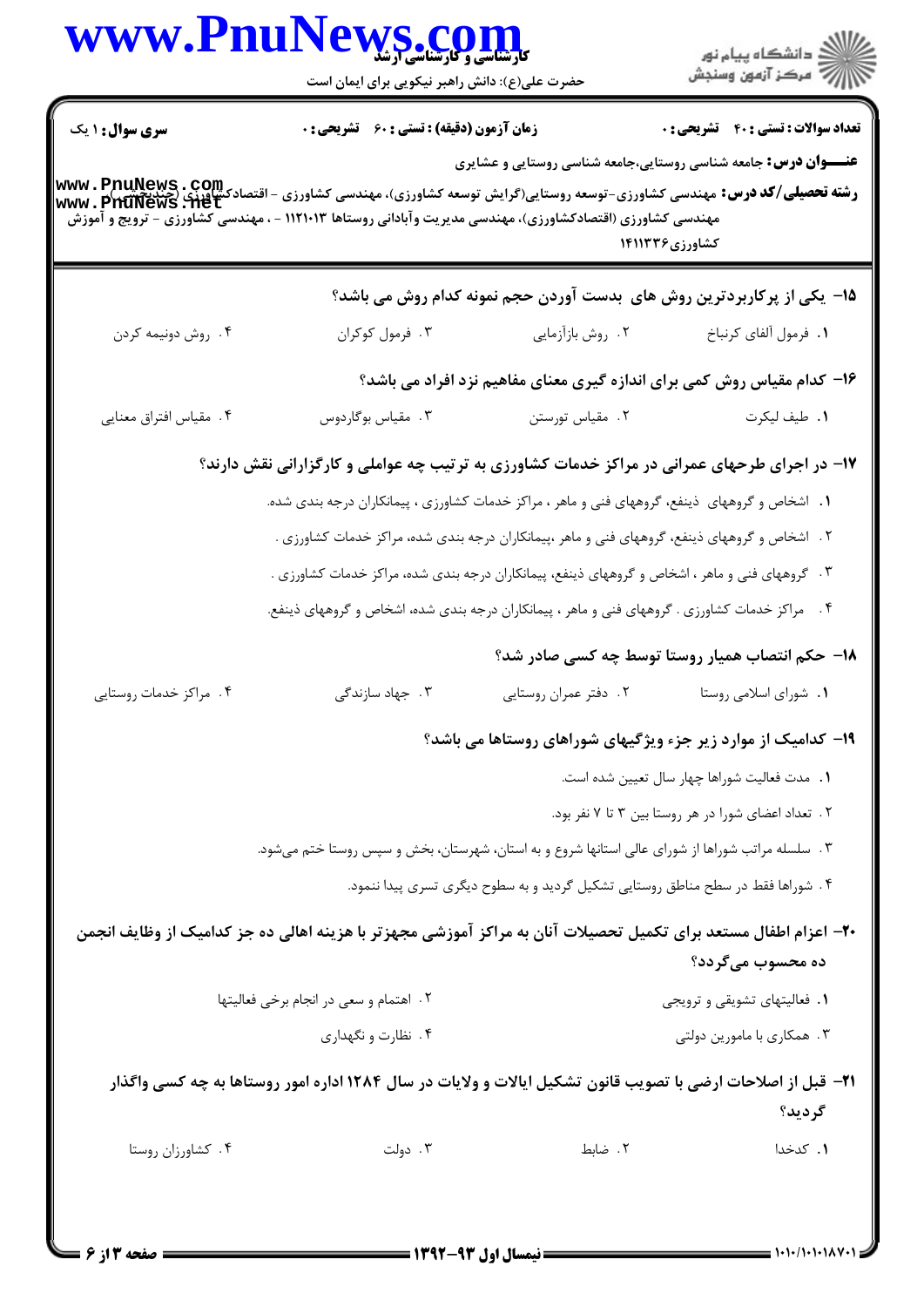**تعداد سوالات : تستی : ۴۰ تشریحی : ۰** | **زمان آزمون (دقیقه) : تستی : ۶۰ تشریحی : ۰** | **سری سوال : ۱ یک**

**عنـــوان درس:** جامعه شناسی روستایی،جامعه شناسی روستایی و عشایری

**رشته تحصیلی/کد درس:** مهندسی کشاورزی-توسعه روستایی(گرایش توسعه کشاورزی)، مهندسی کشاورزی - اقتصادکشاورزی (چندبخشی) ، مهندسی کشاورزی (اقتصادکشاورزی)، مهندسی مدیریت وآبادانی روستاها ۱۱۲۱۰۱۳ - ، مهندسی کشاورزی - ترویج و آموزش کشاورزی۱۴۱۱۳۳۶

**۱۵- یکی از پرکاربردترین روش های بدست آوردن حجم نمونه کدام روش می باشد؟**

۱. فرمول آلفای کرنباخ
۲. روش بازآزمایی
۳. فرمول کوکران
۴. روش دونیمه کردن

**۱۶- کدام مقیاس روش کمی برای اندازه گیری معنای مفاهیم نزد افراد می باشد؟**

۱. طیف لیکرت
۲. مقیاس تورستن
۳. مقیاس بوگاردوس
۴. مقیاس افتراق معنایی

**۱۷- در اجرای طرحهای عمرانی در مراکز خدمات کشاورزی به ترتیب چه عواملی و کارگزارانی نقش دارند؟**

۱. اشخاص و گروههای ذینفع، گروههای فنی و ماهر ، مراکز خدمات کشاورزی ، پیمانکاران درجه بندی شده.
۲. اشخاص و گروههای ذینفع، گروههای فنی و ماهر ،پیمانکاران درجه بندی شده، مراکز خدمات کشاورزی .
۳. گروههای فنی و ماهر ، اشخاص و گروههای ذینفع، پیمانکاران درجه بندی شده، مراکز خدمات کشاورزی .
۴. مراکز خدمات کشاورزی . گروههای فنی و ماهر ، پیمانکاران درجه بندی شده، اشخاص و گروههای ذینفع.

**۱۸- حکم انتصاب همیار روستا توسط چه کسی صادر شد؟**

۱. شورای اسلامی روستا
۲. دفتر عمران روستایی
۳. جهاد سازندگی
۴. مراکز خدمات روستایی

**۱۹- کدامیک از موارد زیر جزء ویژگیهای شوراهای روستاها می باشد؟**

۱. مدت فعالیت شوراها چهار سال تعیین شده است.
۲. تعداد اعضای شورا در هر روستا بین ۳ تا ۷ نفر بود.
۳. سلسله مراتب شوراها از شورای عالی استانها شروع و به استان، شهرستان، بخش و سپس روستا ختم می‌شود.
۴. شوراها فقط در سطح مناطق روستایی تشکیل گردید و به سطوح دیگری تسری پیدا ننمود.

**۲۰- اعزام اطفال مستعد برای تکمیل تحصیلات آنان به مراکز آموزشی مجهزتر با هزینه اهالی ده جز کدامیک از وظایف انجمن ده محسوب می‌گردد؟**

۱. فعالیتهای تشویقی و ترویجی
۲. اهتمام و سعی در انجام برخی فعالیتها
۳. همکاری با مامورین دولتی
۴. نظارت و نگهداری

**۲۱- قبل از اصلاحات ارضی با تصویب قانون تشکیل ایالات و ولایات در سال ۱۲۸۴ اداره امور روستاها به چه کسی واگذار گردید؟**

۱. کدخدا
۲. ضابط
۳. دولت
۴. کشاورزان روستا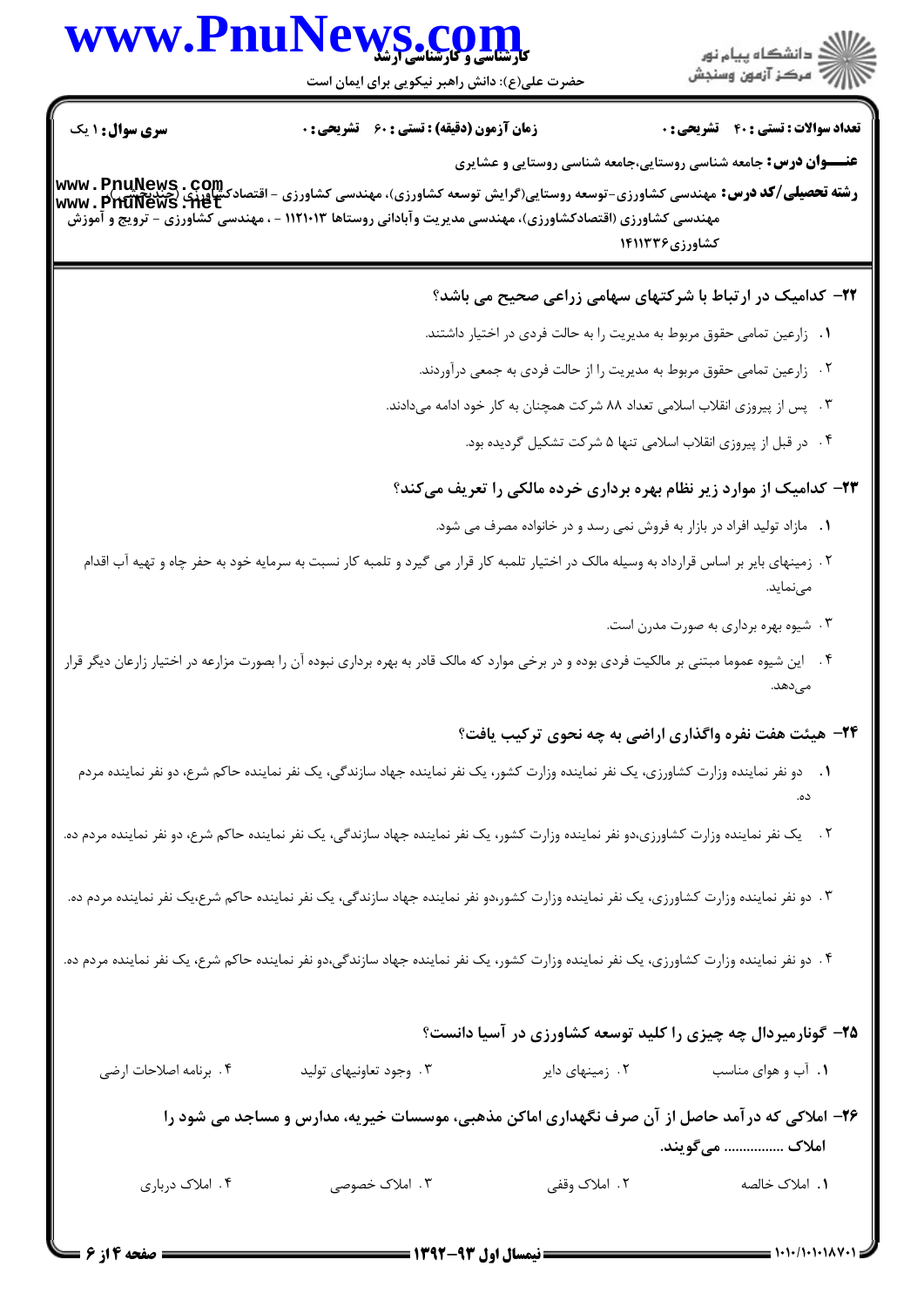**تعداد سوالات : تستی : ۴۰ تشریحی : ۰** | **زمان آزمون (دقیقه) : تستی : ۶۰ تشریحی : ۰** | **سری سوال : ۱ یک**

**عنـــوان درس:** جامعه شناسی روستایی،جامعه شناسی روستایی و عشایری

**رشته تحصیلی/کد درس:** مهندسی کشاورزی-توسعه روستایی(گرایش توسعه کشاورزی)، مهندسی کشاورزی - اقتصادکشاورزی (چندبخشی)، مهندسی کشاورزی (اقتصادکشاورزی)، مهندسی مدیریت وآبادانی روستاها ۱۱۲۱۰۱۳ - ، مهندسی کشاورزی - ترویج و آموزش کشاورزی۱۴۱۱۳۳۶

**۲۲- کدامیک در ارتباط با شرکتهای سهامی زراعی صحیح می باشد؟**

۱. زارعین تمامی حقوق مربوط به مدیریت را به حالت فردی در اختیار داشتند.

۲. زارعین تمامی حقوق مربوط به مدیریت را از حالت فردی به جمعی درآوردند.

۳. پس از پیروزی انقلاب اسلامی تعداد ۸۸ شرکت همچنان به کار خود ادامه می‌دادند.

۴. در قبل از پیروزی انقلاب اسلامی تنها ۵ شرکت تشکیل گردیده بود.

**۲۳- کدامیک از موارد زیر نظام بهره برداری خرده مالکی را تعریف می‌کند؟**

۱. مازاد تولید افراد در بازار به فروش نمی رسد و در خانواده مصرف می شود.

۲. زمینهای بایر بر اساس قرارداد به وسیله مالک در اختیار تلمبه کار قرار می گیرد و تلمبه کار نسبت به سرمایه خود به حفر چاه و تهیه آب اقدام می‌نماید.

۳. شیوه بهره برداری به صورت مدرن است.

۴. این شیوه عموما مبتنی بر مالکیت فردی بوده و در برخی موارد که مالک قادر به بهره برداری نبوده آن را بصورت مزارعه در اختیار زارعان دیگر قرار می‌دهد.

**۲۴- هیئت هفت نفره واگذاری اراضی به چه نحوی ترکیب یافت؟**

۱. دو نفر نماینده وزارت کشاورزی، یک نفر نماینده وزارت کشور، یک نفر نماینده جهاد سازندگی، یک نفر نماینده حاکم شرع، دو نفر نماینده مردم ده.

۲. یک نفر نماینده وزارت کشاورزی،دو نفر نماینده وزارت کشور، یک نفر نماینده جهاد سازندگی، یک نفر نماینده حاکم شرع، دو نفر نماینده مردم ده.

۳. دو نفر نماینده وزارت کشاورزی، یک نفر نماینده وزارت کشور،دو نفر نماینده جهاد سازندگی، یک نفر نماینده حاکم شرع،یک نفر نماینده مردم ده.

۴. دو نفر نماینده وزارت کشاورزی، یک نفر نماینده وزارت کشور، یک نفر نماینده جهاد سازندگی،دو نفر نماینده حاکم شرع، یک نفر نماینده مردم ده.

**۲۵- گونارمیردال چه چیزی را کلید توسعه کشاورزی در آسیا دانست؟**

۱. آب و هوای مناسب &nbsp;&nbsp; ۲. زمینهای دایر &nbsp;&nbsp; ۳. وجود تعاونیهای تولید &nbsp;&nbsp; ۴. برنامه اصلاحات ارضی

**۲۶- املاکی که درآمد حاصل از آن صرف نگهداری اماکن مذهبی، موسسات خیریه، مدارس و مساجد می شود را املاک ............... می‌گویند.**

۱. املاک خالصه &nbsp;&nbsp; ۲. املاک وقفی &nbsp;&nbsp; ۳. املاک خصوصی &nbsp;&nbsp; ۴. املاک درباری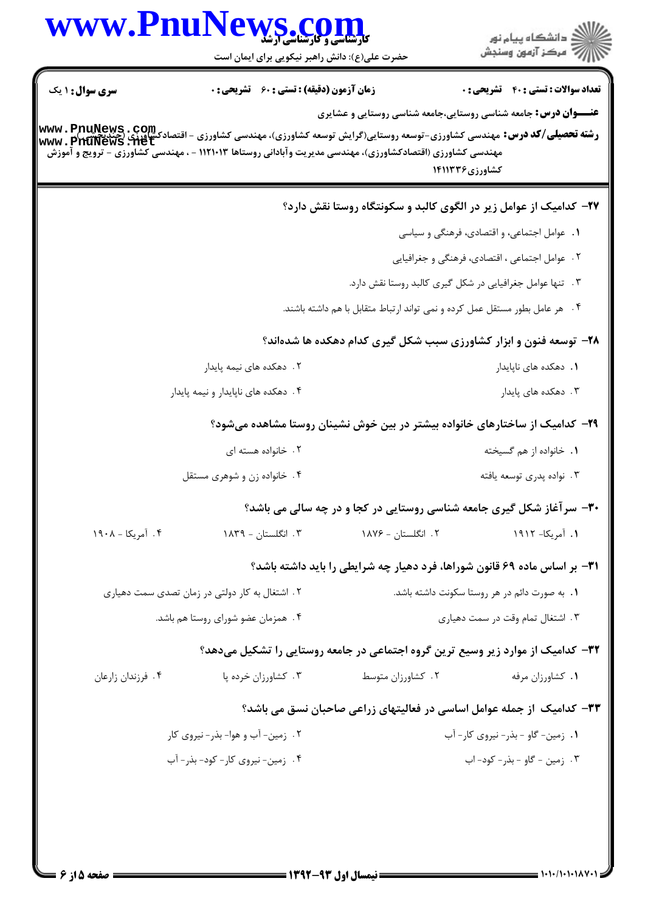**سری سوال:** ۱ یک | **زمان آزمون (دقیقه) : تستی : ۶۰ تشریحی : ۰** | **تعداد سوالات : تستی : ۴۰ تشریحی : ۰**

**عنـــوان درس:** جامعه شناسی روستایی،جامعه شناسی روستایی و عشایری

**رشته تحصیلی/کد درس:** مهندسی کشاورزی-توسعه روستایی(گرایش توسعه کشاورزی)، مهندسی کشاورزی - اقتصادکشاورزی (چندبخشی)، مهندسی کشاورزی (اقتصادکشاورزی)، مهندسی مدیریت وآبادانی روستاها ۱۱۲۱۰۱۳ - ، مهندسی کشاورزی - ترویج و آموزش کشاورزی۱۴۱۱۳۳۶

**۲۷- کدامیک از عوامل زیر در الگوی کالبد و سکونتگاه روستا نقش دارد؟**

۱. عوامل اجتماعی، و اقتصادی، فرهنگی و سیاسی

۲. عوامل اجتماعی ، اقتصادی، فرهنگی و جغرافیایی

۳. تنها عوامل جغرافیایی در شکل گیری کالبد روستا نقش دارد.

۴. هر عامل بطور مستقل عمل کرده و نمی تواند ارتباط متقابل با هم داشته باشند.

**۲۸- توسعه فنون و ابزار کشاورزی سبب شکل گیری کدام دهکده ها شده‌اند؟**

۱. دهکده های ناپایدار

۲. دهکده های نیمه پایدار

۳. دهکده های پایدار

۴. دهکده های ناپایدار و نیمه پایدار

**۲۹- کدامیک از ساختارهای خانواده بیشتر در بین خوش نشینان روستا مشاهده می‌شود؟**

۱. خانواده از هم گسیخته

۲. خانواده هسته ای

۳. نواده پدری توسعه یافته

۴. خانواده زن و شوهری مستقل

**۳۰- سرآغاز شکل گیری جامعه شناسی روستایی در کجا و در چه سالی می باشد؟**

۱. آمریکا- ۱۹۱۲

۲. انگلستان - ۱۸۷۶

۳. انگلستان - ۱۸۳۹

۴. آمریکا - ۱۹۰۸

**۳۱- بر اساس ماده ۶۹ قانون شوراها، فرد دهیار چه شرایطی را باید داشته باشد؟**

۱. به صورت دائم در هر روستا سکونت داشته باشد.

۲. اشتغال به کار دولتی در زمان تصدی سمت دهیاری

۳. اشتغال تمام وقت در سمت دهیاری

۴. همزمان عضو شورای روستا هم باشد.

**۳۲- کدامیک از موارد زیر وسیع ترین گروه اجتماعی در جامعه روستایی را تشکیل می‌دهد؟**

۱. کشاورزان مرفه

۲. کشاورزان متوسط

۳. کشاورزان خرده پا

۴. فرزندان زارعان

**۳۳- کدامیک از جمله عوامل اساسی در فعالیتهای زراعی صاحبان نسق می باشد؟**

۱. زمین- گاو - بذر- نیروی کار- آب

۲. زمین- آب و هوا- بذر- نیروی کار

۳. زمین - گاو - بذر- کود- اب

۴. زمین- نیروی کار- کود- بذر- آب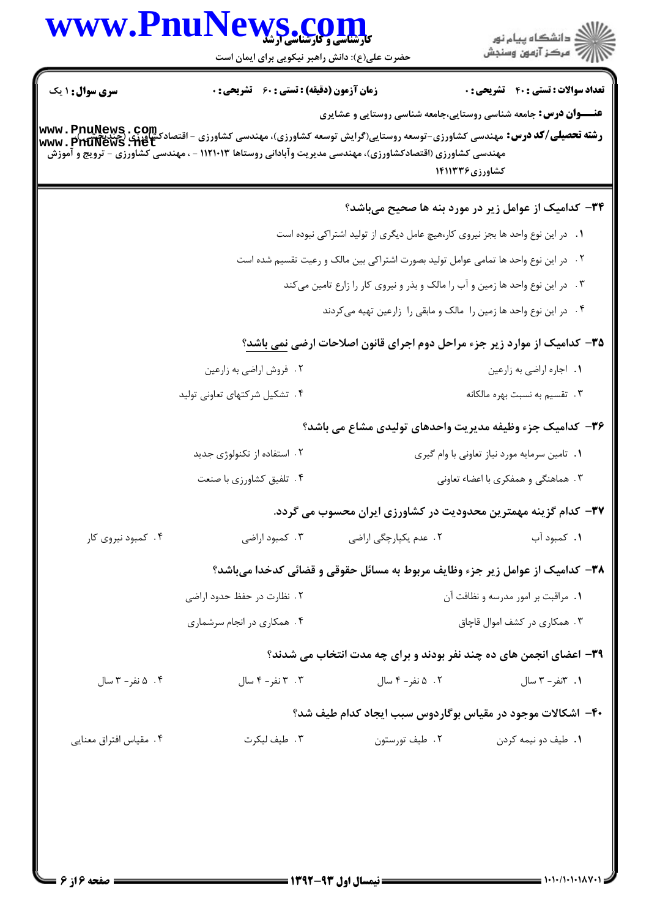**سری سوال:** ۱ یک

**زمان آزمون (دقیقه) : تستی :** ۶۰ **تشریحی :** ۰

**تعداد سوالات : تستی :** ۴۰ **تشریحی :** ۰

**عنـــوان درس:** جامعه شناسی روستایی،جامعه شناسی روستایی و عشایری

**رشته تحصیلی/کد درس:** مهندسی کشاورزی-توسعه روستایی(گرایش توسعه کشاورزی)، مهندسی کشاورزی - اقتصادکشاورزی (چندبخشی)، مهندسی کشاورزی (اقتصادکشاورزی)، مهندسی مدیریت وآبادانی روستاها ۱۱۲۱۰۱۳ - ، مهندسی کشاورزی - ترویج و آموزش کشاورزی۱۴۱۱۳۳۶

**۳۴- کدامیک از عوامل زیر در مورد بنه ها صحیح می‌باشد؟**

۱. در این نوع واحد ها بجز نیروی کار،هیچ عامل دیگری از تولید اشتراکی نبوده است

۲. در این نوع واحد ها تمامی عوامل تولید بصورت اشتراکی بین مالک و رعیت تقسیم شده است

۳. در این نوع واحد ها زمین و آب را مالک و بذر و نیروی کار را زارع تامین می‌کند

۴. در این نوع واحد ها زمین را مالک و مابقی را زارعین تهیه می‌کردند

**۳۵- کدامیک از موارد زیر جزء مراحل دوم اجرای قانون اصلاحات ارضی نمی باشد؟**

۱. اجاره اراضی به زارعین

۲. فروش اراضی به زارعین

۳. تقسیم به نسبت بهره مالکانه

۴. تشکیل شرکتهای تعاونی تولید

**۳۶- کدامیک جزء وظیفه مدیریت واحدهای تولیدی مشاع می باشد؟**

۱. تامین سرمایه مورد نیاز تعاونی با وام گیری

۲. استفاده از تکنولوژی جدید

۳. هماهنگی و همفکری با اعضاء تعاونی

۴. تلفیق کشاورزی با صنعت

**۳۷- کدام گزینه مهمترین محدودیت در کشاورزی ایران محسوب می گردد.**

۱. کمبود آب

۲. عدم یکپارچگی اراضی

۳. کمبود اراضی

۴. کمبود نیروی کار

**۳۸- کدامیک از عوامل زیر جزء وظایف مربوط به مسائل حقوقی و قضائی کدخدا می‌باشد؟**

۱. مراقبت بر امور مدرسه و نظافت آن

۲. نظارت در حفظ حدود اراضی

۳. همکاری در کشف اموال قاچاق

۴. همکاری در انجام سرشماری

**۳۹- اعضای انجمن های ده چند نفر بودند و برای چه مدت انتخاب می شدند؟**

۱. ۳نفر- ۳ سال

۲. ۵ نفر- ۴ سال

۳. ۳ نفر- ۴ سال

۴. ۵ نفر- ۳ سال

**۴۰- اشکالات موجود در مقیاس بوگاردوس سبب ایجاد کدام طیف شد؟**

۱. طیف دو نیمه کردن

۲. طیف تورستون

۳. طیف لیکرت

۴. مقیاس افتراق معنایی